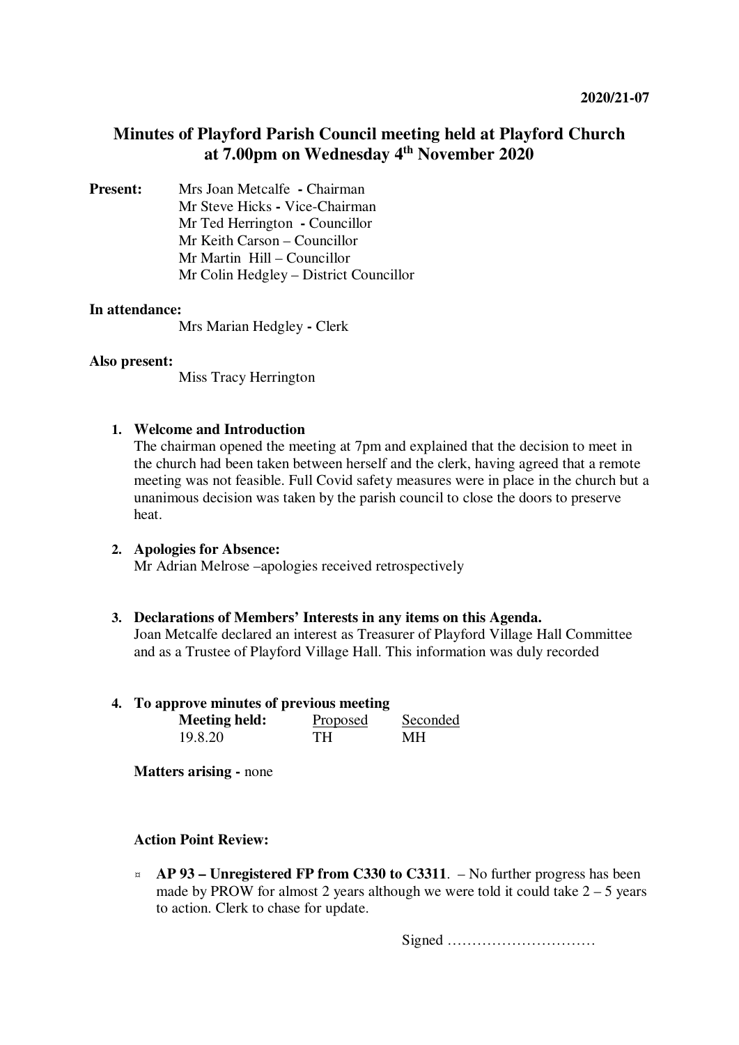**2020/21-07**

# Minutes of Playford Parish Council meeting held at Playford Church at 7.00pm on Wednesday 4th November 2020

**Present:**
Mrs Joan Metcalfe - Chairman
Mr Steve Hicks - Vice-Chairman
Mr Ted Herrington - Councillor
Mr Keith Carson – Councillor
Mr Martin Hill – Councillor
Mr Colin Hedgley – District Councillor

**In attendance:**
Mrs Marian Hedgley - Clerk

**Also present:**
Miss Tracy Herrington

1. **Welcome and Introduction**
   The chairman opened the meeting at 7pm and explained that the decision to meet in the church had been taken between herself and the clerk, having agreed that a remote meeting was not feasible. Full Covid safety measures were in place in the church but a unanimous decision was taken by the parish council to close the doors to preserve heat.

2. **Apologies for Absence:**
   Mr Adrian Melrose –apologies received retrospectively

3. **Declarations of Members' Interests in any items on this Agenda.**
   Joan Metcalfe declared an interest as Treasurer of Playford Village Hall Committee and as a Trustee of Playford Village Hall. This information was duly recorded

4. **To approve minutes of previous meeting**

   | **Meeting held:** | Proposed | Seconded |
   |---|---|---|
   | 19.8.20 | TH | MH |

   **Matters arising -** none

   **Action Point Review:**

   - **AP 93 – Unregistered FP from C330 to C3311**. – No further progress has been made by PROW for almost 2 years although we were told it could take 2 – 5 years to action. Clerk to chase for update.

Signed …………………………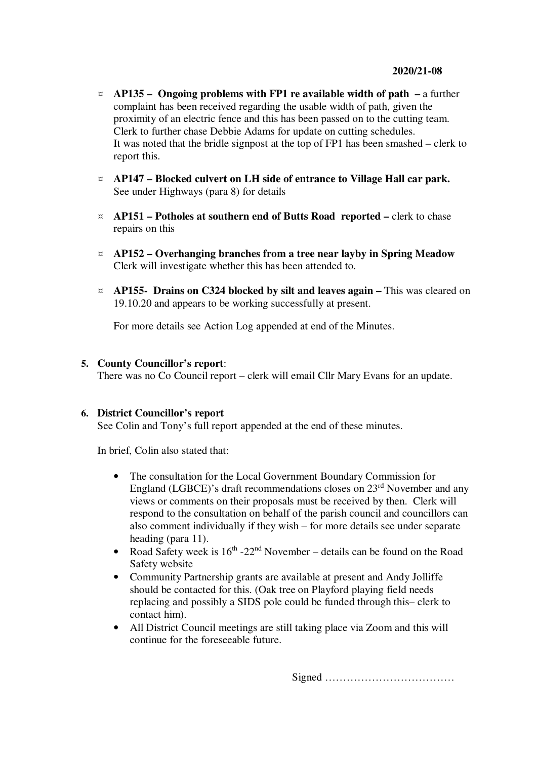**2020/21-08**

- ¤ **AP135 – Ongoing problems with FP1 re available width of path –** a further complaint has been received regarding the usable width of path, given the proximity of an electric fence and this has been passed on to the cutting team. Clerk to further chase Debbie Adams for update on cutting schedules.
  It was noted that the bridle signpost at the top of FP1 has been smashed – clerk to report this.

- ¤ **AP147 – Blocked culvert on LH side of entrance to Village Hall car park.** See under Highways (para 8) for details

- ¤ **AP151 – Potholes at southern end of Butts Road reported –** clerk to chase repairs on this

- ¤ **AP152 – Overhanging branches from a tree near layby in Spring Meadow** Clerk will investigate whether this has been attended to.

- ¤ **AP155- Drains on C324 blocked by silt and leaves again –** This was cleared on 19.10.20 and appears to be working successfully at present.

  For more details see Action Log appended at end of the Minutes.

**5. County Councillor's report**:
There was no Co Council report – clerk will email Cllr Mary Evans for an update.

**6. District Councillor's report**
See Colin and Tony's full report appended at the end of these minutes.

In brief, Colin also stated that:

- The consultation for the Local Government Boundary Commission for England (LGBCE)'s draft recommendations closes on 23rd November and any views or comments on their proposals must be received by then. Clerk will respond to the consultation on behalf of the parish council and councillors can also comment individually if they wish – for more details see under separate heading (para 11).
- Road Safety week is 16th -22nd November – details can be found on the Road Safety website
- Community Partnership grants are available at present and Andy Jolliffe should be contacted for this. (Oak tree on Playford playing field needs replacing and possibly a SIDS pole could be funded through this– clerk to contact him).
- All District Council meetings are still taking place via Zoom and this will continue for the foreseeable future.

Signed ………………………………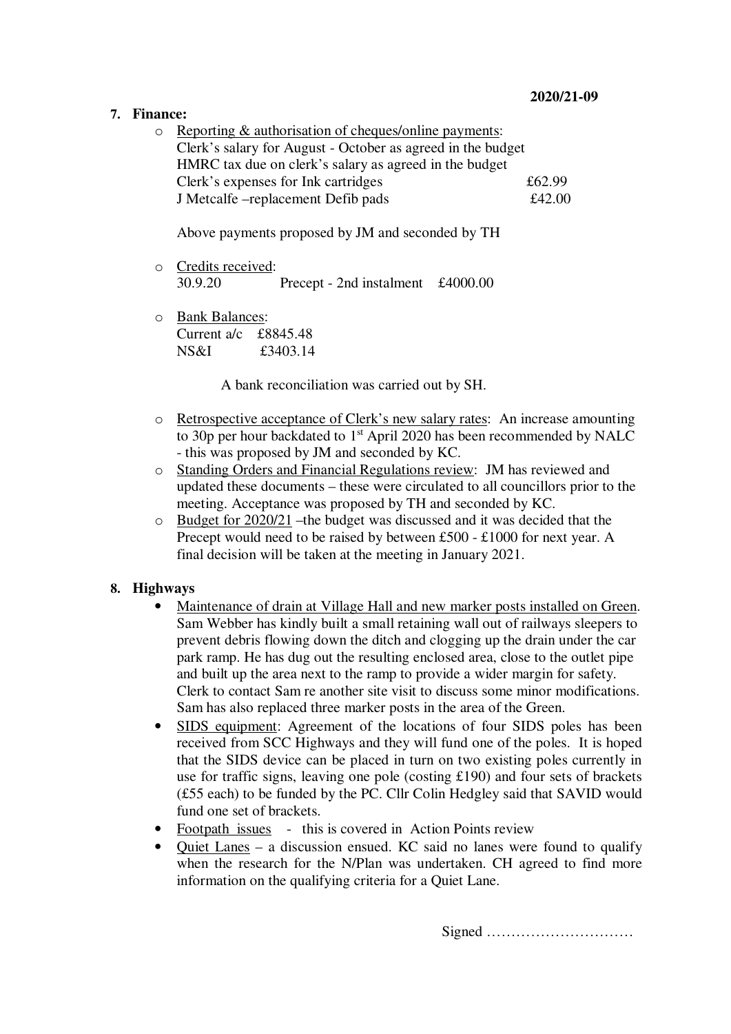2020/21-09

7. **Finance:**
   - Reporting & authorisation of cheques/online payments:
     Clerk's salary for August - October as agreed in the budget
     HMRC tax due on clerk's salary as agreed in the budget
     Clerk's expenses for Ink cartridges £62.99
     J Metcalfe –replacement Defib pads £42.00

     Above payments proposed by JM and seconded by TH

   - Credits received:
     30.9.20 Precept - 2nd instalment £4000.00

   - Bank Balances:
     Current a/c £8845.48
     NS&I £3403.14

     A bank reconciliation was carried out by SH.

   - Retrospective acceptance of Clerk's new salary rates: An increase amounting to 30p per hour backdated to 1st April 2020 has been recommended by NALC - this was proposed by JM and seconded by KC.
   - Standing Orders and Financial Regulations review: JM has reviewed and updated these documents – these were circulated to all councillors prior to the meeting. Acceptance was proposed by TH and seconded by KC.
   - Budget for 2020/21 –the budget was discussed and it was decided that the Precept would need to be raised by between £500 - £1000 for next year. A final decision will be taken at the meeting in January 2021.

8. **Highways**
   - Maintenance of drain at Village Hall and new marker posts installed on Green. Sam Webber has kindly built a small retaining wall out of railways sleepers to prevent debris flowing down the ditch and clogging up the drain under the car park ramp. He has dug out the resulting enclosed area, close to the outlet pipe and built up the area next to the ramp to provide a wider margin for safety. Clerk to contact Sam re another site visit to discuss some minor modifications. Sam has also replaced three marker posts in the area of the Green.
   - SIDS equipment: Agreement of the locations of four SIDS poles has been received from SCC Highways and they will fund one of the poles. It is hoped that the SIDS device can be placed in turn on two existing poles currently in use for traffic signs, leaving one pole (costing £190) and four sets of brackets (£55 each) to be funded by the PC. Cllr Colin Hedgley said that SAVID would fund one set of brackets.
   - Footpath issues - this is covered in Action Points review
   - Quiet Lanes – a discussion ensued. KC said no lanes were found to qualify when the research for the N/Plan was undertaken. CH agreed to find more information on the qualifying criteria for a Quiet Lane.

Signed …………………………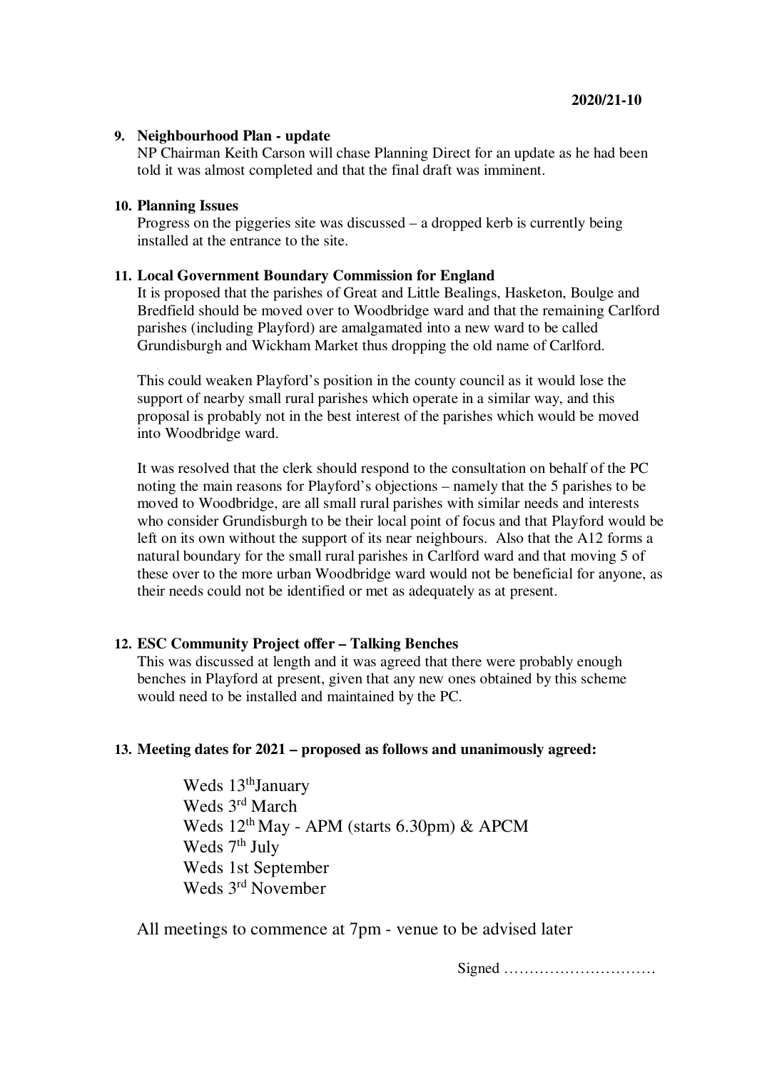2020/21-10

**9. Neighbourhood Plan - update**

NP Chairman Keith Carson will chase Planning Direct for an update as he had been told it was almost completed and that the final draft was imminent.

**10. Planning Issues**

Progress on the piggeries site was discussed – a dropped kerb is currently being installed at the entrance to the site.

**11. Local Government Boundary Commission for England**

It is proposed that the parishes of Great and Little Bealings, Hasketon, Boulge and Bredfield should be moved over to Woodbridge ward and that the remaining Carlford parishes (including Playford) are amalgamated into a new ward to be called Grundisburgh and Wickham Market thus dropping the old name of Carlford.

This could weaken Playford's position in the county council as it would lose the support of nearby small rural parishes which operate in a similar way, and this proposal is probably not in the best interest of the parishes which would be moved into Woodbridge ward.

It was resolved that the clerk should respond to the consultation on behalf of the PC noting the main reasons for Playford's objections – namely that the 5 parishes to be moved to Woodbridge, are all small rural parishes with similar needs and interests who consider Grundisburgh to be their local point of focus and that Playford would be left on its own without the support of its near neighbours. Also that the A12 forms a natural boundary for the small rural parishes in Carlford ward and that moving 5 of these over to the more urban Woodbridge ward would not be beneficial for anyone, as their needs could not be identified or met as adequately as at present.

**12. ESC Community Project offer – Talking Benches**

This was discussed at length and it was agreed that there were probably enough benches in Playford at present, given that any new ones obtained by this scheme would need to be installed and maintained by the PC.

**13. Meeting dates for 2021 – proposed as follows and unanimously agreed:**

Weds 13th January
Weds 3rd March
Weds 12th May - APM (starts 6.30pm) & APCM
Weds 7th July
Weds 1st September
Weds 3rd November

All meetings to commence at 7pm - venue to be advised later

Signed …………………………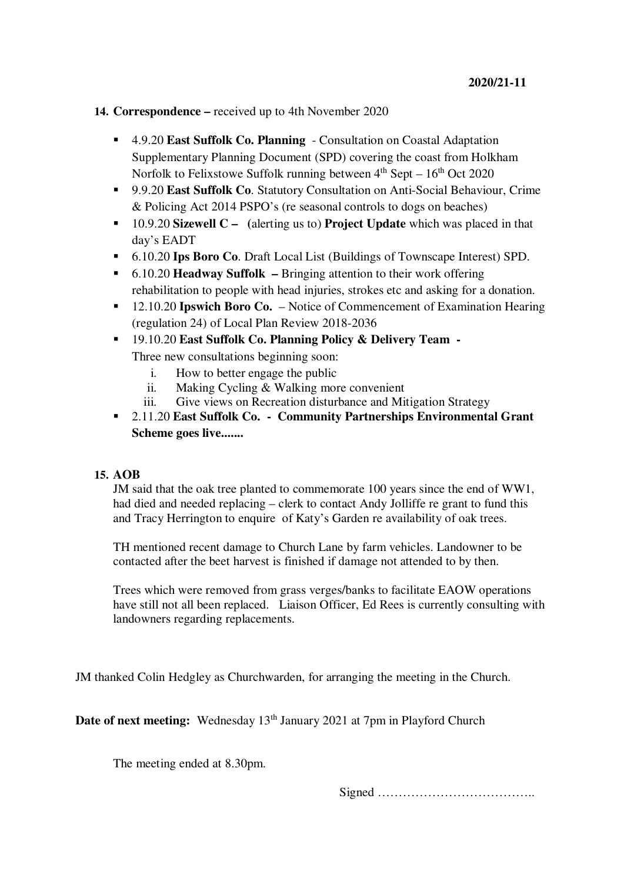**2020/21-11**

**14. Correspondence –** received up to 4th November 2020

- 4.9.20 **East Suffolk Co. Planning** - Consultation on Coastal Adaptation Supplementary Planning Document (SPD) covering the coast from Holkham Norfolk to Felixstowe Suffolk running between 4th Sept – 16th Oct 2020
- 9.9.20 **East Suffolk Co**. Statutory Consultation on Anti-Social Behaviour, Crime & Policing Act 2014 PSPO's (re seasonal controls to dogs on beaches)
- 10.9.20 **Sizewell C –** (alerting us to) **Project Update** which was placed in that day's EADT
- 6.10.20 **Ips Boro Co**. Draft Local List (Buildings of Townscape Interest) SPD.
- 6.10.20 **Headway Suffolk –** Bringing attention to their work offering rehabilitation to people with head injuries, strokes etc and asking for a donation.
- 12.10.20 **Ipswich Boro Co.** – Notice of Commencement of Examination Hearing (regulation 24) of Local Plan Review 2018-2036
- 19.10.20 **East Suffolk Co. Planning Policy & Delivery Team -**
  Three new consultations beginning soon:
    i. How to better engage the public
    ii. Making Cycling & Walking more convenient
    iii. Give views on Recreation disturbance and Mitigation Strategy
- 2.11.20 **East Suffolk Co. - Community Partnerships Environmental Grant Scheme goes live.......**

**15. AOB**

JM said that the oak tree planted to commemorate 100 years since the end of WW1, had died and needed replacing – clerk to contact Andy Jolliffe re grant to fund this and Tracy Herrington to enquire of Katy's Garden re availability of oak trees.

TH mentioned recent damage to Church Lane by farm vehicles. Landowner to be contacted after the beet harvest is finished if damage not attended to by then.

Trees which were removed from grass verges/banks to facilitate EAOW operations have still not all been replaced. Liaison Officer, Ed Rees is currently consulting with landowners regarding replacements.

JM thanked Colin Hedgley as Churchwarden, for arranging the meeting in the Church.

**Date of next meeting:** Wednesday 13th January 2021 at 7pm in Playford Church

The meeting ended at 8.30pm.

Signed ………………………………..